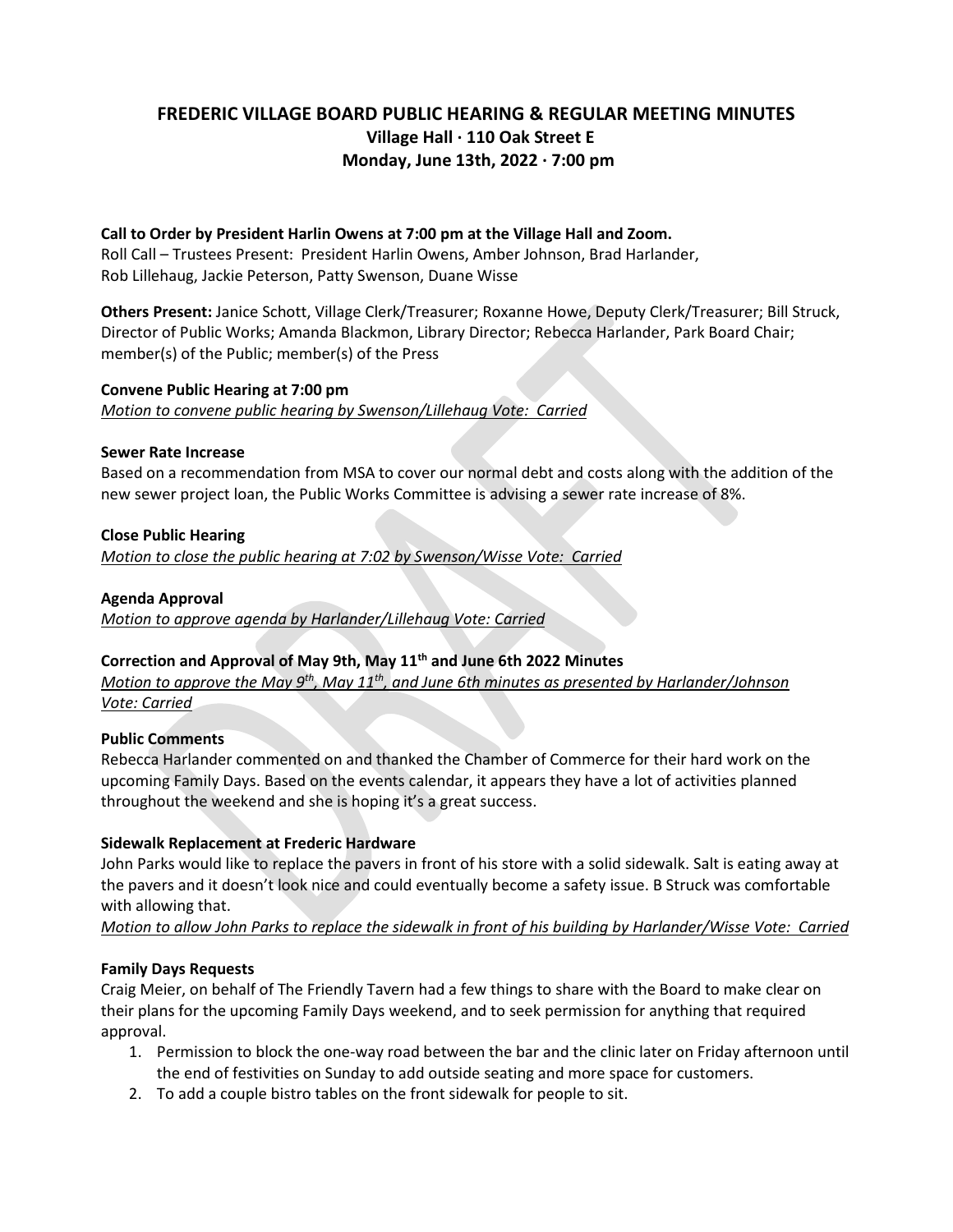# FREDERIC VILLAGE BOARD PUBLIC HEARING & REGULAR MEETING MINUTES

## Village Hall · 110 Oak Street E

## Monday, June 13th, 2022 · 7:00 pm

**Call to Order by President Harlin Owens at 7:00 pm at the Village Hall and Zoom.**
Roll Call – Trustees Present: President Harlin Owens, Amber Johnson, Brad Harlander, Rob Lillehaug, Jackie Peterson, Patty Swenson, Duane Wisse

**Others Present:** Janice Schott, Village Clerk/Treasurer; Roxanne Howe, Deputy Clerk/Treasurer; Bill Struck, Director of Public Works; Amanda Blackmon, Library Director; Rebecca Harlander, Park Board Chair; member(s) of the Public; member(s) of the Press

**Convene Public Hearing at 7:00 pm**
*Motion to convene public hearing by Swenson/Lillehaug Vote: Carried*

**Sewer Rate Increase**
Based on a recommendation from MSA to cover our normal debt and costs along with the addition of the new sewer project loan, the Public Works Committee is advising a sewer rate increase of 8%.

**Close Public Hearing**
*Motion to close the public hearing at 7:02 by Swenson/Wisse Vote: Carried*

**Agenda Approval**
*Motion to approve agenda by Harlander/Lillehaug Vote: Carried*

**Correction and Approval of May 9th, May 11th and June 6th 2022 Minutes**
*Motion to approve the May 9th, May 11th, and June 6th minutes as presented by Harlander/Johnson Vote: Carried*

**Public Comments**
Rebecca Harlander commented on and thanked the Chamber of Commerce for their hard work on the upcoming Family Days. Based on the events calendar, it appears they have a lot of activities planned throughout the weekend and she is hoping it's a great success.

**Sidewalk Replacement at Frederic Hardware**
John Parks would like to replace the pavers in front of his store with a solid sidewalk. Salt is eating away at the pavers and it doesn't look nice and could eventually become a safety issue. B Struck was comfortable with allowing that.
*Motion to allow John Parks to replace the sidewalk in front of his building by Harlander/Wisse Vote: Carried*

**Family Days Requests**
Craig Meier, on behalf of The Friendly Tavern had a few things to share with the Board to make clear on their plans for the upcoming Family Days weekend, and to seek permission for anything that required approval.

1. Permission to block the one-way road between the bar and the clinic later on Friday afternoon until the end of festivities on Sunday to add outside seating and more space for customers.
2. To add a couple bistro tables on the front sidewalk for people to sit.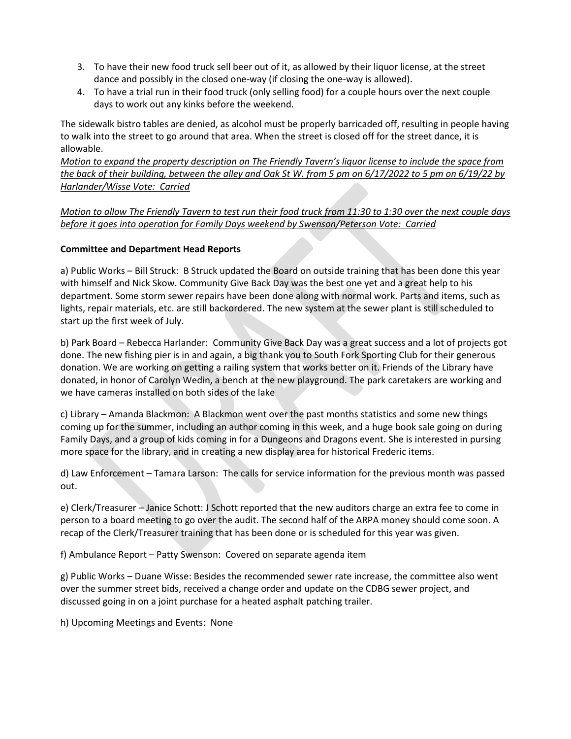3. To have their new food truck sell beer out of it, as allowed by their liquor license, at the street dance and possibly in the closed one-way (if closing the one-way is allowed).
4. To have a trial run in their food truck (only selling food) for a couple hours over the next couple days to work out any kinks before the weekend.

The sidewalk bistro tables are denied, as alcohol must be properly barricaded off, resulting in people having to walk into the street to go around that area. When the street is closed off for the street dance, it is allowable.

*Motion to expand the property description on The Friendly Tavern's liquor license to include the space from the back of their building, between the alley and Oak St W. from 5 pm on 6/17/2022 to 5 pm on 6/19/22 by Harlander/Wisse Vote: Carried*

*Motion to allow The Friendly Tavern to test run their food truck from 11:30 to 1:30 over the next couple days before it goes into operation for Family Days weekend by Swenson/Peterson Vote: Carried*

**Committee and Department Head Reports**

a) Public Works – Bill Struck: B Struck updated the Board on outside training that has been done this year with himself and Nick Skow. Community Give Back Day was the best one yet and a great help to his department. Some storm sewer repairs have been done along with normal work. Parts and items, such as lights, repair materials, etc. are still backordered. The new system at the sewer plant is still scheduled to start up the first week of July.

b) Park Board – Rebecca Harlander: Community Give Back Day was a great success and a lot of projects got done. The new fishing pier is in and again, a big thank you to South Fork Sporting Club for their generous donation. We are working on getting a railing system that works better on it. Friends of the Library have donated, in honor of Carolyn Wedin, a bench at the new playground. The park caretakers are working and we have cameras installed on both sides of the lake

c) Library – Amanda Blackmon: A Blackmon went over the past months statistics and some new things coming up for the summer, including an author coming in this week, and a huge book sale going on during Family Days, and a group of kids coming in for a Dungeons and Dragons event. She is interested in pursing more space for the library, and in creating a new display area for historical Frederic items.

d) Law Enforcement – Tamara Larson: The calls for service information for the previous month was passed out.

e) Clerk/Treasurer – Janice Schott: J Schott reported that the new auditors charge an extra fee to come in person to a board meeting to go over the audit. The second half of the ARPA money should come soon. A recap of the Clerk/Treasurer training that has been done or is scheduled for this year was given.

f) Ambulance Report – Patty Swenson: Covered on separate agenda item

g) Public Works – Duane Wisse: Besides the recommended sewer rate increase, the committee also went over the summer street bids, received a change order and update on the CDBG sewer project, and discussed going in on a joint purchase for a heated asphalt patching trailer.

h) Upcoming Meetings and Events: None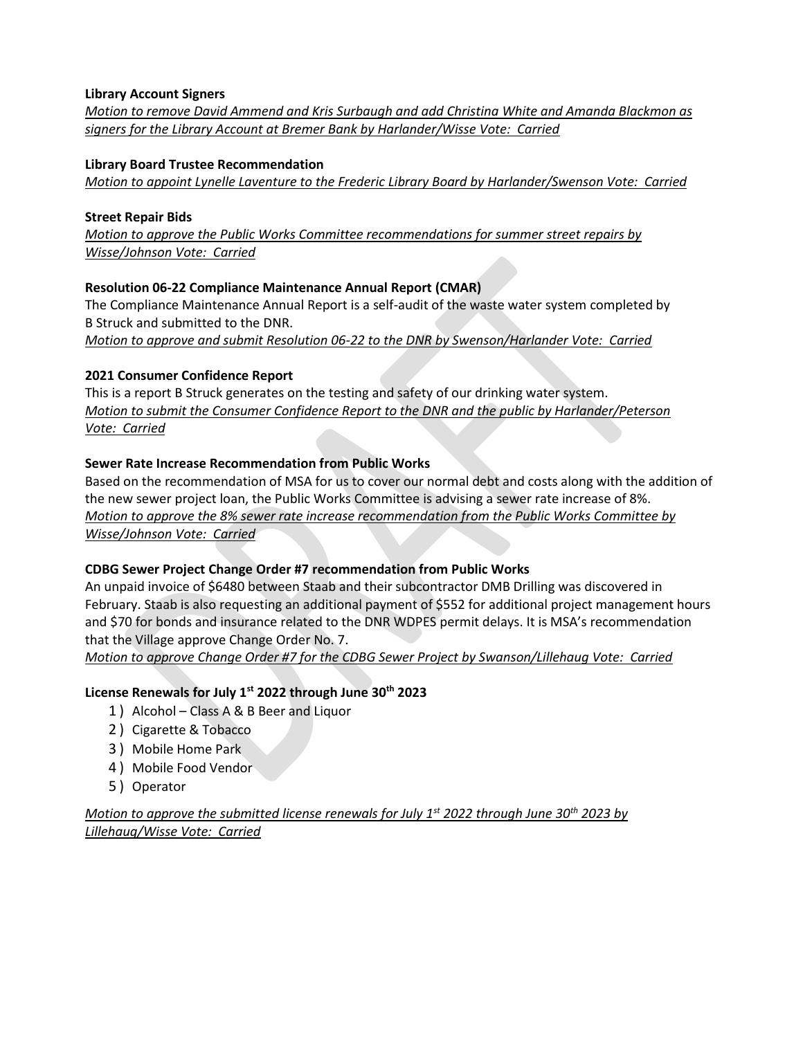**Library Account Signers**

*Motion to remove David Ammend and Kris Surbaugh and add Christina White and Amanda Blackmon as signers for the Library Account at Bremer Bank by Harlander/Wisse Vote: Carried*

**Library Board Trustee Recommendation**

*Motion to appoint Lynelle Laventure to the Frederic Library Board by Harlander/Swenson Vote: Carried*

**Street Repair Bids**

*Motion to approve the Public Works Committee recommendations for summer street repairs by Wisse/Johnson Vote: Carried*

**Resolution 06-22 Compliance Maintenance Annual Report (CMAR)**

The Compliance Maintenance Annual Report is a self-audit of the waste water system completed by B Struck and submitted to the DNR.

*Motion to approve and submit Resolution 06-22 to the DNR by Swenson/Harlander Vote: Carried*

**2021 Consumer Confidence Report**

This is a report B Struck generates on the testing and safety of our drinking water system.

*Motion to submit the Consumer Confidence Report to the DNR and the public by Harlander/Peterson Vote: Carried*

**Sewer Rate Increase Recommendation from Public Works**

Based on the recommendation of MSA for us to cover our normal debt and costs along with the addition of the new sewer project loan, the Public Works Committee is advising a sewer rate increase of 8%.

*Motion to approve the 8% sewer rate increase recommendation from the Public Works Committee by Wisse/Johnson Vote: Carried*

**CDBG Sewer Project Change Order #7 recommendation from Public Works**

An unpaid invoice of $6480 between Staab and their subcontractor DMB Drilling was discovered in February. Staab is also requesting an additional payment of $552 for additional project management hours and $70 for bonds and insurance related to the DNR WDPES permit delays. It is MSA's recommendation that the Village approve Change Order No. 7.

*Motion to approve Change Order #7 for the CDBG Sewer Project by Swanson/Lillehaug Vote: Carried*

**License Renewals for July 1st 2022 through June 30th 2023**

1) Alcohol – Class A & B Beer and Liquor
2) Cigarette & Tobacco
3) Mobile Home Park
4) Mobile Food Vendor
5) Operator

*Motion to approve the submitted license renewals for July 1st 2022 through June 30th 2023 by Lillehaug/Wisse Vote: Carried*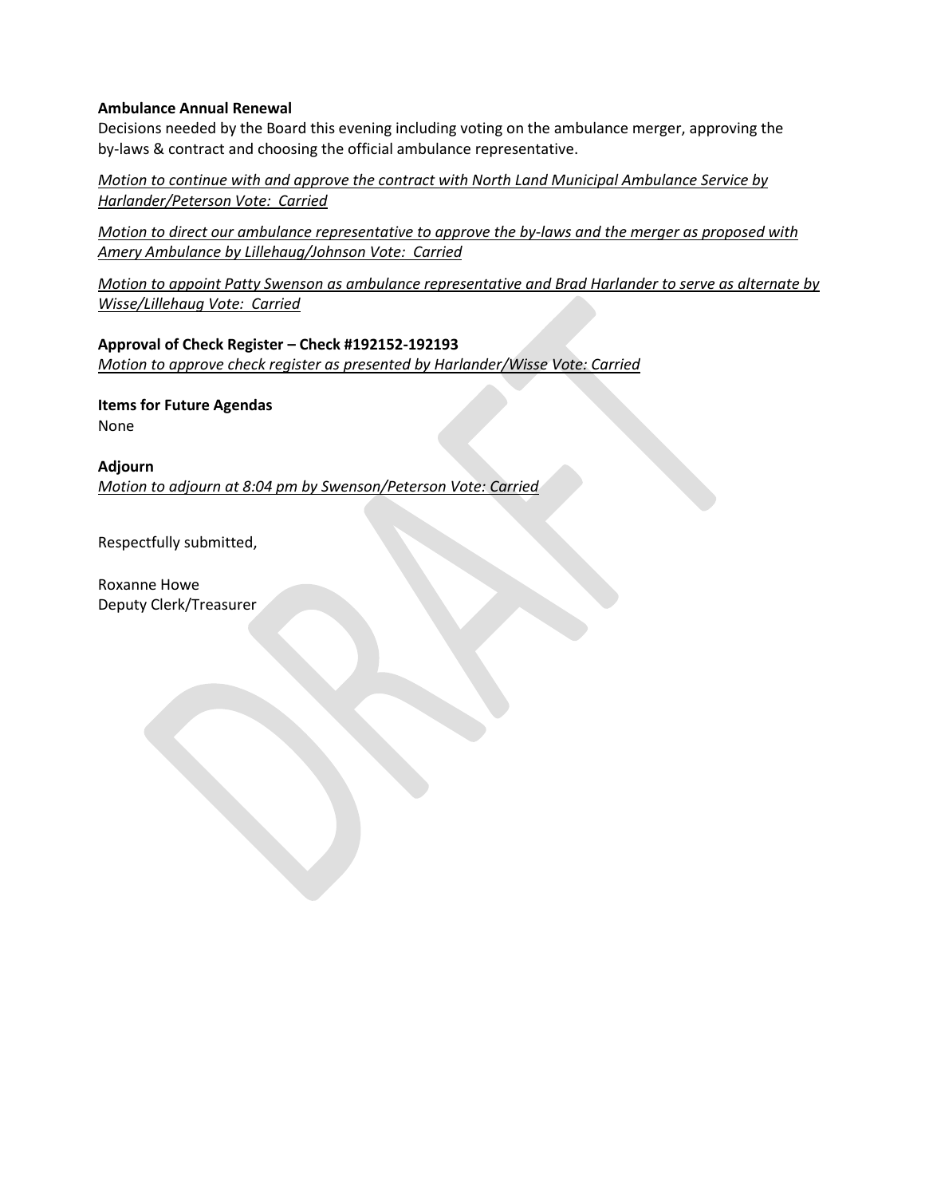**Ambulance Annual Renewal**

Decisions needed by the Board this evening including voting on the ambulance merger, approving the by-laws & contract and choosing the official ambulance representative.

*Motion to continue with and approve the contract with North Land Municipal Ambulance Service by Harlander/Peterson Vote: Carried*

*Motion to direct our ambulance representative to approve the by-laws and the merger as proposed with Amery Ambulance by Lillehaug/Johnson Vote: Carried*

*Motion to appoint Patty Swenson as ambulance representative and Brad Harlander to serve as alternate by Wisse/Lillehaug Vote: Carried*

**Approval of Check Register – Check #192152-192193**

*Motion to approve check register as presented by Harlander/Wisse Vote: Carried*

**Items for Future Agendas**

None

**Adjourn**

*Motion to adjourn at 8:04 pm by Swenson/Peterson Vote: Carried*

Respectfully submitted,

Roxanne Howe
Deputy Clerk/Treasurer

DRAFT